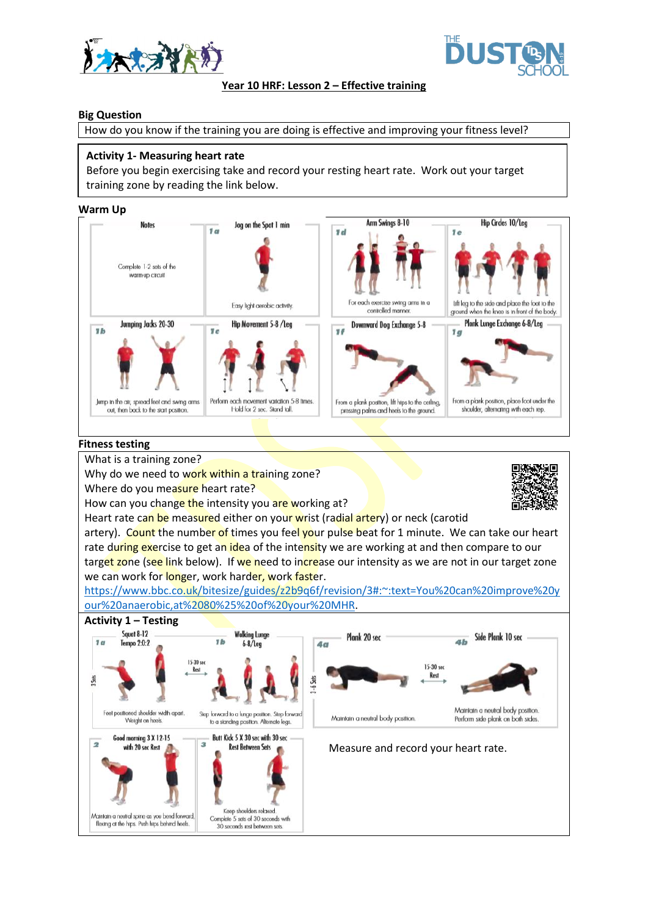**Year 10 HRF: Lesson 2 – Effective training**

**Big Question**

How do you know if the training you are doing is effective and improving your fitness level?

**Activity 1- Measuring heart rate**

Before you begin exercising take and record your resting heart rate. Work out your target training zone by reading the link below.

**Warm Up**

| Notes | 1a Jog on the Spot 1 min | 1d Arm Swings 8-10 | 1e Hip Circles 10/Leg |
| --- | --- | --- | --- |
| Complete 1-2 sets of the warm-up circuit | Easy light aerobic activity. | For each exercise swing arms in a controlled manner. | Lift leg to the side and place the foot to the ground when the knee is in front of the body. |
| **1b Jumping Jacks 20-30** | **1c Hip Movement 5-8 /Leg** | **1f Downward Dog Exchange 5-8** | **1g Plank Lunge Exchange 6-8/Leg** |
| Jump in the air, spread feet and swing arms out, then back to the start position. | Perform each movement variation 5-8 times. Hold for 2 sec. Stand tall. | From a plank position, lift hips to the ceiling, pressing palms and heels to the ground. | From a plank position, place foot under the shoulder, alternating with each rep. |

**Fitness testing**

What is a training zone?
Why do we need to work within a training zone?
Where do you measure heart rate?
How can you change the intensity you are working at?
Heart rate can be measured either on your wrist (radial artery) or neck (carotid artery). Count the number of times you feel your pulse beat for 1 minute. We can take our heart rate during exercise to get an idea of the intensity we are working at and then compare to our target zone (see link below). If we need to increase our intensity as we are not in our target zone we can work for longer, work harder, work faster.
https://www.bbc.co.uk/bitesize/guides/z2b9q6f/revision/3#:~:text=You%20can%20improve%20your%20anaerobic,at%2080%25%20of%20your%20MHR.

**Activity 1 – Testing**

3 Sets

- **1a Squat 8-12, Tempo 2:0:2** – Feet positioned shoulder width apart. Weight on heels.
- 15-30 sec Rest
- **1b Walking Lunge 6-8/Leg** – Step forward to a lunge position. Step forward to a standing position. Alternate legs.

1-4 Sets

- **4a Plank 20 sec** – Maintain a neutral body position.
- 15-30 sec Rest
- **4b Side Plank 10 sec** – Maintain a neutral body position. Perform side plank on both sides.

- **2 Good morning 3 X 12-15 with 20 sec Rest** – Maintain a neutral spine as you bend forward, flexing at the hips. Push hips behind heels.
- **3 Butt Kick 5 X 30 sec with 30 sec Rest Between Sets** – Keep shoulders relaxed. Complete 5 sets of 30 seconds with 30 seconds rest between sets.

Measure and record your heart rate.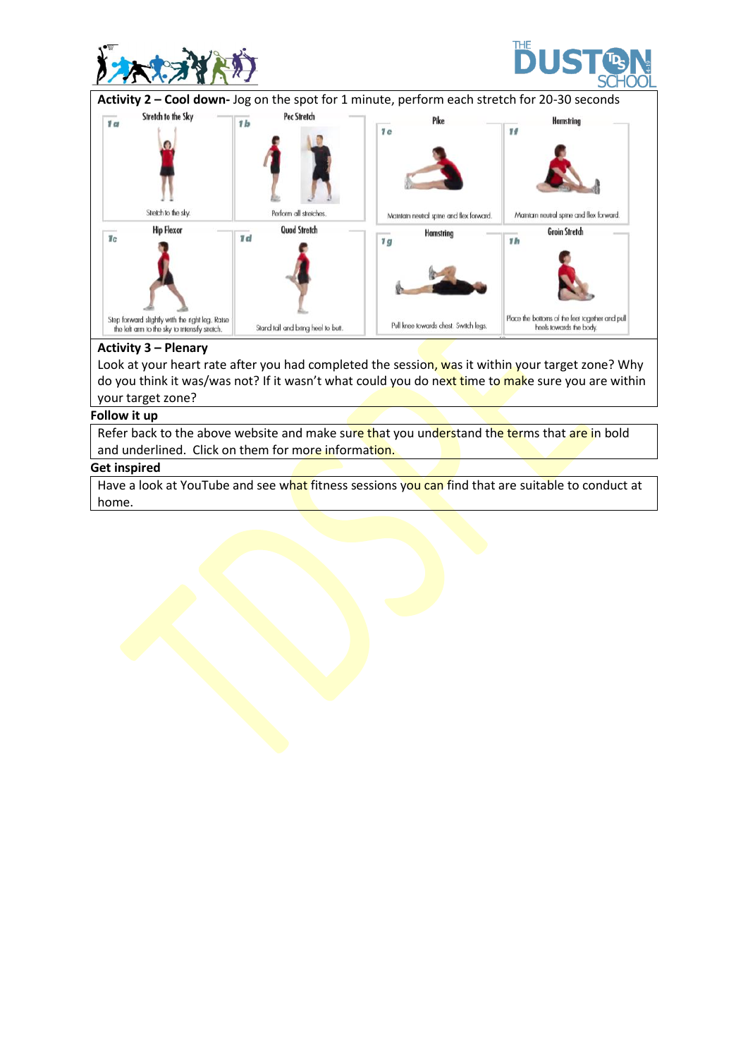**Activity 2 – Cool down-** Jog on the spot for 1 minute, perform each stretch for 20-30 seconds

| | | | |
|---|---|---|---|
| **1a** Stretch to the Sky<br>Stretch to the sky. | **1b** Pec Stretch<br>Perform all stretches. | **1e** Pike<br>Maintain neutral spine and flex forward. | **1f** Hamstring<br>Maintain neutral spine and flex forward. |
| **1c** Hip Flexor<br>Step forward slightly with the right leg. Raise the left arm to the sky to intensify stretch. | **1d** Quad Stretch<br>Stand tall and bring heel to butt. | **1g** Hamstring<br>Pull knee towards chest. Switch legs. | **1h** Groin Stretch<br>Place the bottoms of the feet together and pull heels towards the body. |

**Activity 3 – Plenary**

Look at your heart rate after you had completed the session, was it within your target zone? Why do you think it was/was not? If it wasn't what could you do next time to make sure you are within your target zone?

**Follow it up**

Refer back to the above website and make sure that you understand the terms that are in bold and underlined. Click on them for more information.

**Get inspired**

Have a look at YouTube and see what fitness sessions you can find that are suitable to conduct at home.